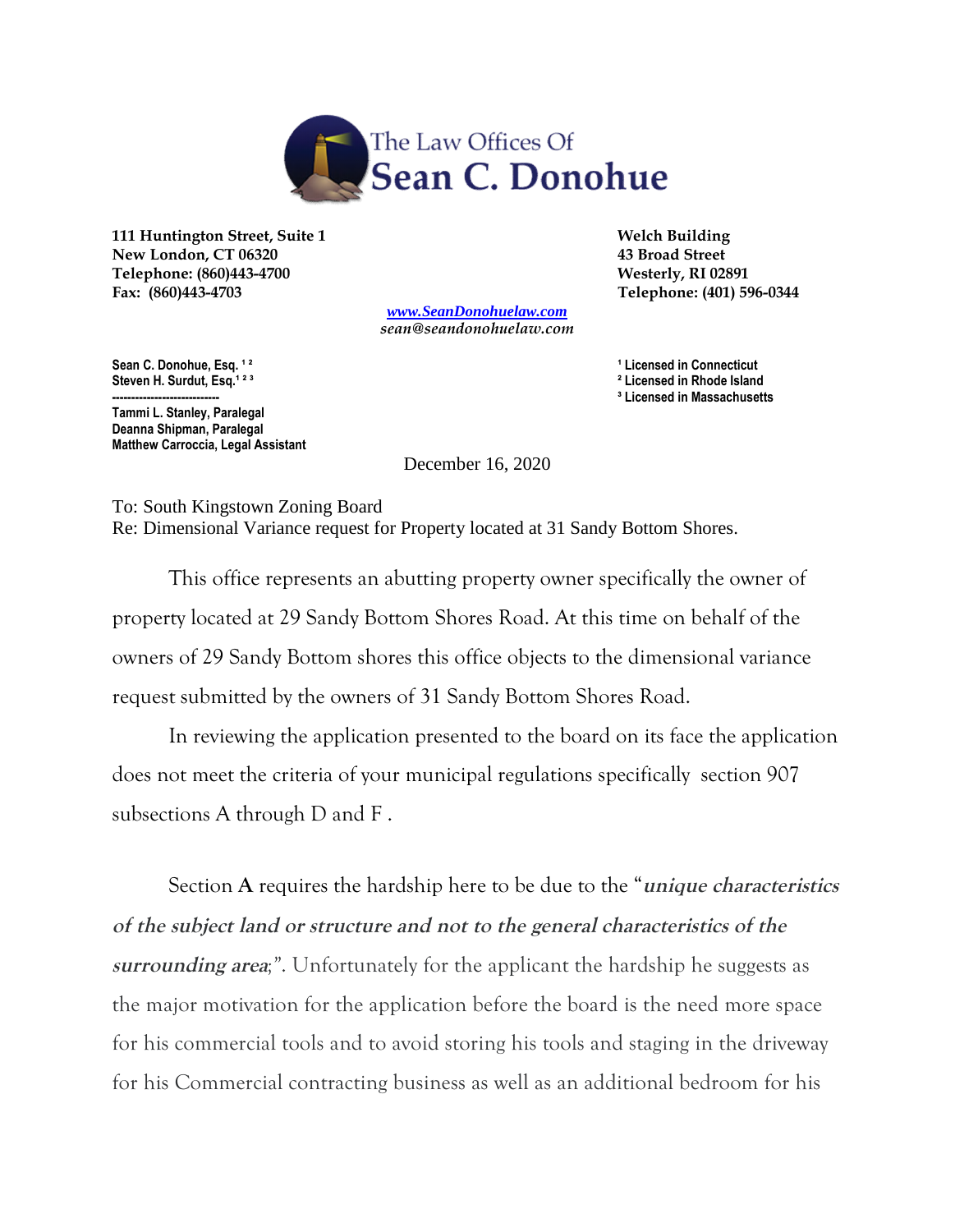# The Law Offices Of
# Sean C. Donohue

**111 Huntington Street, Suite 1**
**New London, CT 06320**
**Telephone: (860)443-4700**
**Fax: (860)443-4703**

**Welch Building**
**43 Broad Street**
**Westerly, RI 02891**
**Telephone: (401) 596-0344**

*www.SeanDonohuelaw.com*
*sean@seandonohuelaw.com*

**Sean C. Donohue, Esq.** [1 2]
**Steven H. Surdut, Esq.** [1 2 3]
**-----------------------------**
**Tammi L. Stanley, Paralegal**
**Deanna Shipman, Paralegal**
**Matthew Carroccia, Legal Assistant**

[1] **Licensed in Connecticut**
[2] **Licensed in Rhode Island**
[3] **Licensed in Massachusetts**

December 16, 2020

To: South Kingstown Zoning Board
Re: Dimensional Variance request for Property located at 31 Sandy Bottom Shores.

This office represents an abutting property owner specifically the owner of property located at 29 Sandy Bottom Shores Road. At this time on behalf of the owners of 29 Sandy Bottom shores this office objects to the dimensional variance request submitted by the owners of 31 Sandy Bottom Shores Road.

In reviewing the application presented to the board on its face the application does not meet the criteria of your municipal regulations specifically section 907 subsections A through D and F .

Section **A** requires the hardship here to be due to the "***unique characteristics of the subject land or structure and not to the general characteristics of the surrounding area***;". Unfortunately for the applicant the hardship he suggests as the major motivation for the application before the board is the need more space for his commercial tools and to avoid storing his tools and staging in the driveway for his Commercial contracting business as well as an additional bedroom for his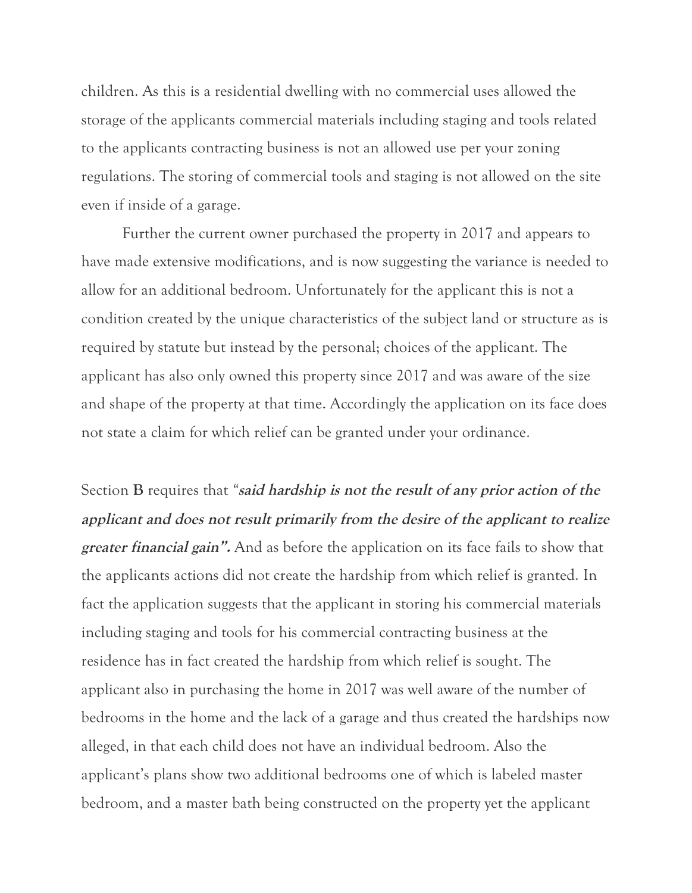children. As this is a residential dwelling with no commercial uses allowed the storage of the applicants commercial materials including staging and tools related to the applicants contracting business is not an allowed use per your zoning regulations. The storing of commercial tools and staging is not allowed on the site even if inside of a garage.

Further the current owner purchased the property in 2017 and appears to have made extensive modifications, and is now suggesting the variance is needed to allow for an additional bedroom. Unfortunately for the applicant this is not a condition created by the unique characteristics of the subject land or structure as is required by statute but instead by the personal; choices of the applicant. The applicant has also only owned this property since 2017 and was aware of the size and shape of the property at that time. Accordingly the application on its face does not state a claim for which relief can be granted under your ordinance.

Section **B** requires that "***said hardship is not the result of any prior action of the applicant and does not result primarily from the desire of the applicant to realize greater financial gain".*** And as before the application on its face fails to show that the applicants actions did not create the hardship from which relief is granted. In fact the application suggests that the applicant in storing his commercial materials including staging and tools for his commercial contracting business at the residence has in fact created the hardship from which relief is sought. The applicant also in purchasing the home in 2017 was well aware of the number of bedrooms in the home and the lack of a garage and thus created the hardships now alleged, in that each child does not have an individual bedroom. Also the applicant's plans show two additional bedrooms one of which is labeled master bedroom, and a master bath being constructed on the property yet the applicant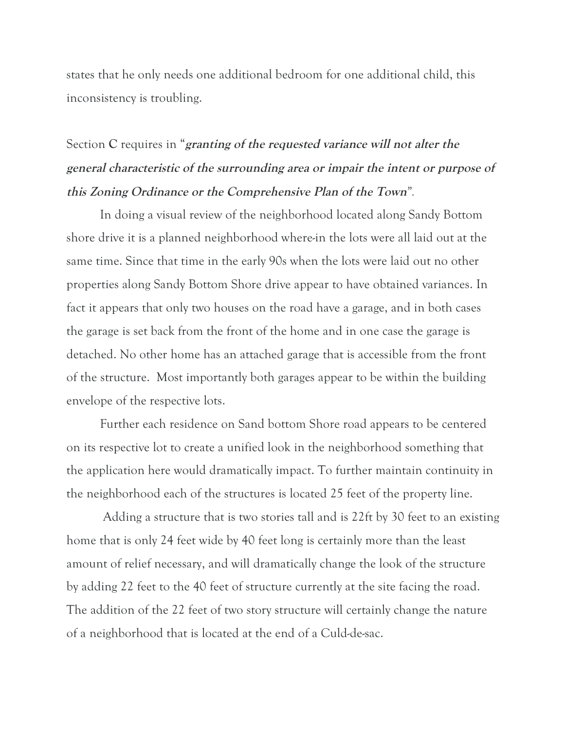states that he only needs one additional bedroom for one additional child, this inconsistency is troubling.

Section C requires in "***granting of the requested variance will not alter the general characteristic of the surrounding area or impair the intent or purpose of this Zoning Ordinance or the Comprehensive Plan of the Town***".

In doing a visual review of the neighborhood located along Sandy Bottom shore drive it is a planned neighborhood where-in the lots were all laid out at the same time. Since that time in the early 90s when the lots were laid out no other properties along Sandy Bottom Shore drive appear to have obtained variances. In fact it appears that only two houses on the road have a garage, and in both cases the garage is set back from the front of the home and in one case the garage is detached. No other home has an attached garage that is accessible from the front of the structure. Most importantly both garages appear to be within the building envelope of the respective lots.

Further each residence on Sand bottom Shore road appears to be centered on its respective lot to create a unified look in the neighborhood something that the application here would dramatically impact. To further maintain continuity in the neighborhood each of the structures is located 25 feet of the property line.

Adding a structure that is two stories tall and is 22ft by 30 feet to an existing home that is only 24 feet wide by 40 feet long is certainly more than the least amount of relief necessary, and will dramatically change the look of the structure by adding 22 feet to the 40 feet of structure currently at the site facing the road. The addition of the 22 feet of two story structure will certainly change the nature of a neighborhood that is located at the end of a Culd-de-sac.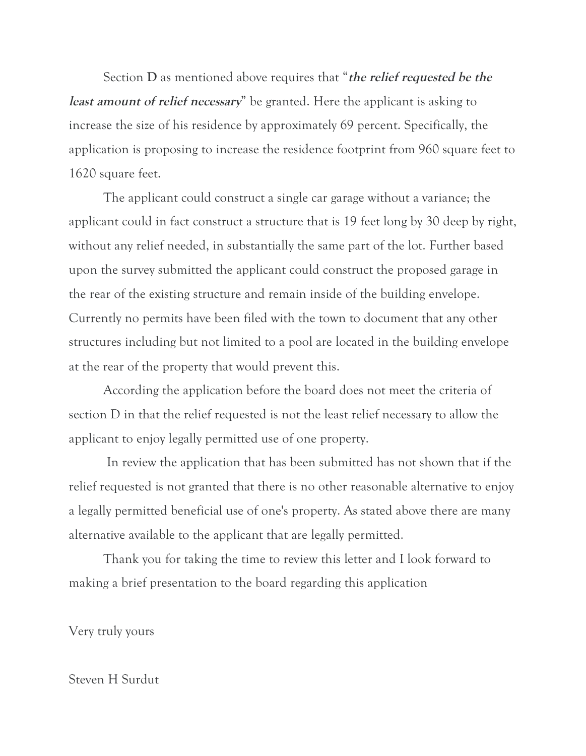Section **D** as mentioned above requires that "***the relief requested be the least amount of relief necessary***" be granted. Here the applicant is asking to increase the size of his residence by approximately 69 percent. Specifically, the application is proposing to increase the residence footprint from 960 square feet to 1620 square feet.

The applicant could construct a single car garage without a variance; the applicant could in fact construct a structure that is 19 feet long by 30 deep by right, without any relief needed, in substantially the same part of the lot. Further based upon the survey submitted the applicant could construct the proposed garage in the rear of the existing structure and remain inside of the building envelope. Currently no permits have been filed with the town to document that any other structures including but not limited to a pool are located in the building envelope at the rear of the property that would prevent this.

According the application before the board does not meet the criteria of section D in that the relief requested is not the least relief necessary to allow the applicant to enjoy legally permitted use of one property.

In review the application that has been submitted has not shown that if the relief requested is not granted that there is no other reasonable alternative to enjoy a legally permitted beneficial use of one's property. As stated above there are many alternative available to the applicant that are legally permitted.

Thank you for taking the time to review this letter and I look forward to making a brief presentation to the board regarding this application

Very truly yours

Steven H Surdut